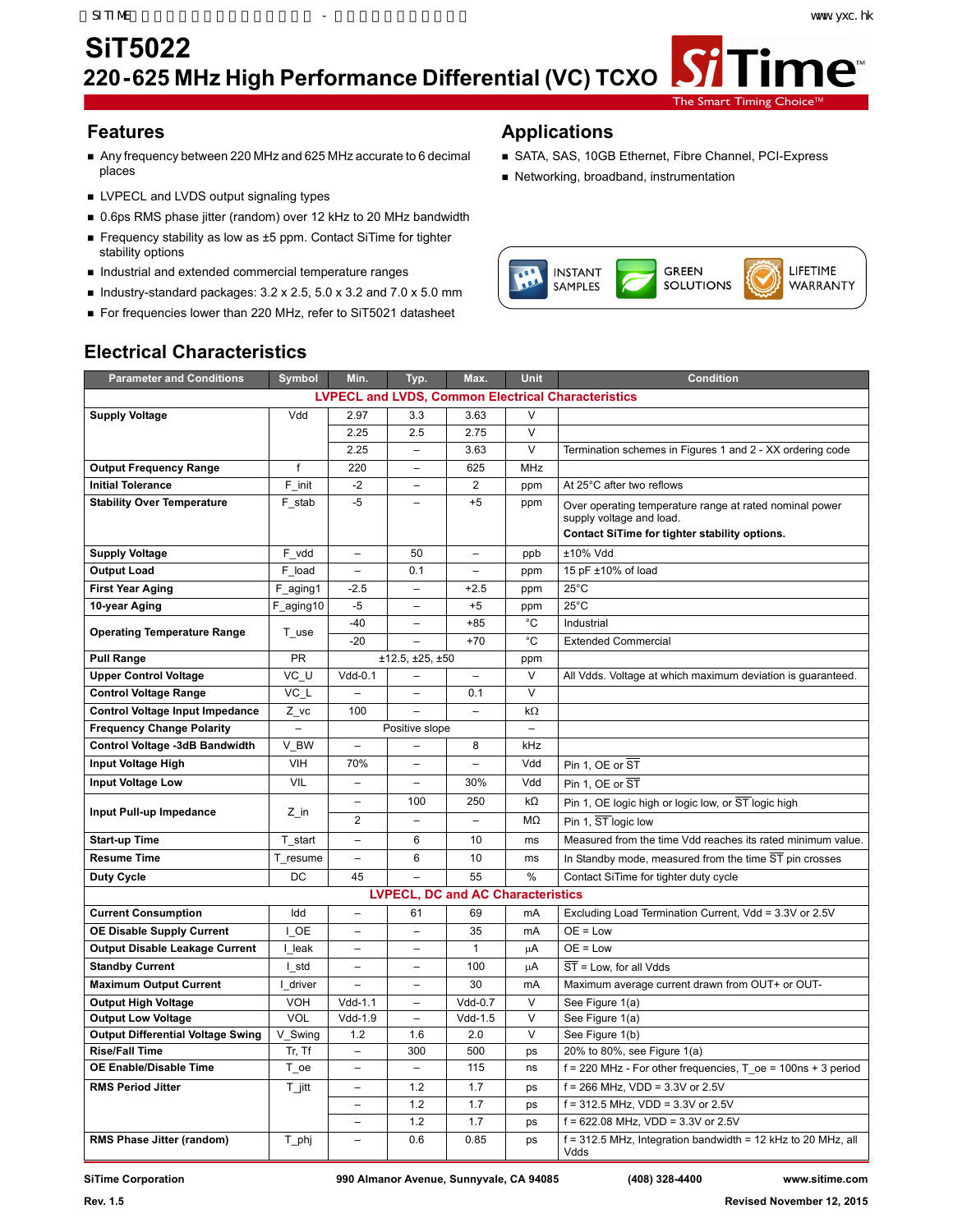# SiT5022

## 220-625 MHz High Performance Differential (VC) TCXO

## Features

- Any frequency between 220 MHz and 625 MHz accurate to 6 decimal places
- LVPECL and LVDS output signaling types
- 0.6ps RMS phase jitter (random) over 12 kHz to 20 MHz bandwidth
- Frequency stability as low as ±5 ppm. Contact SiTime for tighter stability options
- Industrial and extended commercial temperature ranges
- Industry-standard packages: 3.2 x 2.5, 5.0 x 3.2 and 7.0 x 5.0 mm
- For frequencies lower than 220 MHz, refer to SiT5021 datasheet

## Applications

- SATA, SAS, 10GB Ethernet, Fibre Channel, PCI-Express
- Networking, broadband, instrumentation

INSTANT SAMPLES | GREEN SOLUTIONS | LIFETIME WARRANTY

## Electrical Characteristics

| Parameter and Conditions | Symbol | Min. | Typ. | Max. | Unit | Condition |
|---|---|---|---|---|---|---|
| **LVPECL and LVDS, Common Electrical Characteristics** | | | | | | |
| **Supply Voltage** | Vdd | 2.97 | 3.3 | 3.63 | V | |
| | | 2.25 | 2.5 | 2.75 | V | |
| | | 2.25 | – | 3.63 | V | Termination schemes in Figures 1 and 2 - XX ordering code |
| **Output Frequency Range** | f | 220 | – | 625 | MHz | |
| **Initial Tolerance** | F_init | -2 | – | 2 | ppm | At 25°C after two reflows |
| **Stability Over Temperature** | F_stab | -5 | – | +5 | ppm | Over operating temperature range at rated nominal power supply voltage and load. **Contact SiTime for tighter stability options.** |
| **Supply Voltage** | F_vdd | – | 50 | – | ppb | ±10% Vdd |
| **Output Load** | F_load | – | 0.1 | – | ppm | 15 pF ±10% of load |
| **First Year Aging** | F_aging1 | -2.5 | – | +2.5 | ppm | 25°C |
| **10-year Aging** | F_aging10 | -5 | – | +5 | ppm | 25°C |
| **Operating Temperature Range** | T_use | -40 | – | +85 | °C | Industrial |
| | | -20 | – | +70 | °C | Extended Commercial |
| **Pull Range** | PR | | ±12.5, ±25, ±50 | | ppm | |
| **Upper Control Voltage** | VC_U | Vdd-0.1 | – | – | V | All Vdds. Voltage at which maximum deviation is guaranteed. |
| **Control Voltage Range** | VC_L | – | – | 0.1 | V | |
| **Control Voltage Input Impedance** | Z_vc | 100 | – | – | kΩ | |
| **Frequency Change Polarity** | – | | Positive slope | | – | |
| **Control Voltage -3dB Bandwidth** | V_BW | – | – | 8 | kHz | |
| **Input Voltage High** | VIH | 70% | – | – | Vdd | Pin 1, OE or $\overline{ST}$ |
| **Input Voltage Low** | VIL | – | – | 30% | Vdd | Pin 1, OE or $\overline{ST}$ |
| **Input Pull-up Impedance** | Z_in | – | 100 | 250 | kΩ | Pin 1, OE logic high or logic low, or $\overline{ST}$ logic high |
| | | 2 | – | – | MΩ | Pin 1, $\overline{ST}$ logic low |
| **Start-up Time** | T_start | – | 6 | 10 | ms | Measured from the time Vdd reaches its rated minimum value. |
| **Resume Time** | T_resume | – | 6 | 10 | ms | In Standby mode, measured from the time $\overline{ST}$ pin crosses |
| **Duty Cycle** | DC | 45 | – | 55 | % | Contact SiTime for tighter duty cycle |
| **LVPECL, DC and AC Characteristics** | | | | | | |
| **Current Consumption** | Idd | – | 61 | 69 | mA | Excluding Load Termination Current, Vdd = 3.3V or 2.5V |
| **OE Disable Supply Current** | I_OE | – | – | 35 | mA | OE = Low |
| **Output Disable Leakage Current** | I_leak | – | – | 1 | µA | OE = Low |
| **Standby Current** | I_std | – | – | 100 | µA | $\overline{ST}$ = Low, for all Vdds |
| **Maximum Output Current** | I_driver | – | – | 30 | mA | Maximum average current drawn from OUT+ or OUT- |
| **Output High Voltage** | VOH | Vdd-1.1 | – | Vdd-0.7 | V | See Figure 1(a) |
| **Output Low Voltage** | VOL | Vdd-1.9 | – | Vdd-1.5 | V | See Figure 1(a) |
| **Output Differential Voltage Swing** | V_Swing | 1.2 | 1.6 | 2.0 | V | See Figure 1(b) |
| **Rise/Fall Time** | Tr, Tf | – | 300 | 500 | ps | 20% to 80%, see Figure 1(a) |
| **OE Enable/Disable Time** | T_oe | – | – | 115 | ns | f = 220 MHz - For other frequencies, T_oe = 100ns + 3 period |
| **RMS Period Jitter** | T_jitt | – | 1.2 | 1.7 | ps | f = 266 MHz, VDD = 3.3V or 2.5V |
| | | – | 1.2 | 1.7 | ps | f = 312.5 MHz, VDD = 3.3V or 2.5V |
| | | – | 1.2 | 1.7 | ps | f = 622.08 MHz, VDD = 3.3V or 2.5V |
| **RMS Phase Jitter (random)** | T_phj | – | 0.6 | 0.85 | ps | f = 312.5 MHz, Integration bandwidth = 12 kHz to 20 MHz, all Vdds |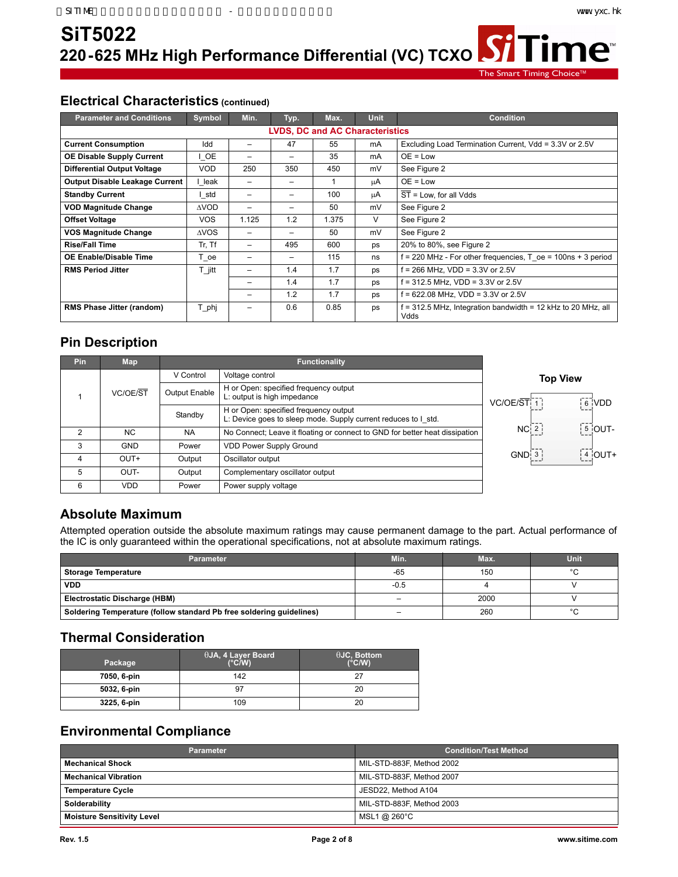# SiT5022

## 220-625 MHz High Performance Differential (VC) TCXO

## Electrical Characteristics (continued)

| Parameter and Conditions | Symbol | Min. | Typ. | Max. | Unit | Condition |
|---|---|---|---|---|---|---|
| **LVDS, DC and AC Characteristics** | | | | | | |
| **Current Consumption** | Idd | – | 47 | 55 | mA | Excluding Load Termination Current, Vdd = 3.3V or 2.5V |
| **OE Disable Supply Current** | I_OE | – | – | 35 | mA | OE = Low |
| **Differential Output Voltage** | VOD | 250 | 350 | 450 | mV | See Figure 2 |
| **Output Disable Leakage Current** | I_leak | – | – | 1 | µA | OE = Low |
| **Standby Current** | I_std | – | – | 100 | µA | ST = Low, for all Vdds |
| **VOD Magnitude Change** | ΔVOD | – | – | 50 | mV | See Figure 2 |
| **Offset Voltage** | VOS | 1.125 | 1.2 | 1.375 | V | See Figure 2 |
| **VOS Magnitude Change** | ΔVOS | – | – | 50 | mV | See Figure 2 |
| **Rise/Fall Time** | Tr, Tf | – | 495 | 600 | ps | 20% to 80%, see Figure 2 |
| **OE Enable/Disable Time** | T_oe | – | – | 115 | ns | f = 220 MHz - For other frequencies, T_oe = 100ns + 3 period |
| **RMS Period Jitter** | T_jitt | – | 1.4 | 1.7 | ps | f = 266 MHz, VDD = 3.3V or 2.5V |
| | | – | 1.4 | 1.7 | ps | f = 312.5 MHz, VDD = 3.3V or 2.5V |
| | | – | 1.2 | 1.7 | ps | f = 622.08 MHz, VDD = 3.3V or 2.5V |
| **RMS Phase Jitter (random)** | T_phj | – | 0.6 | 0.85 | ps | f = 312.5 MHz, Integration bandwidth = 12 kHz to 20 MHz, all Vdds |

## Pin Description

| Pin | Map | Functionality | |
|---|---|---|---|
| 1 | VC/OE/ST | V Control | Voltage control |
| | | Output Enable | H or Open: specified frequency output<br>L: output is high impedance |
| | | Standby | H or Open: specified frequency output<br>L: Device goes to sleep mode. Supply current reduces to I_std. |
| 2 | NC | NA | No Connect; Leave it floating or connect to GND for better heat dissipation |
| 3 | GND | Power | VDD Power Supply Ground |
| 4 | OUT+ | Output | Oscillator output |
| 5 | OUT- | Output | Complementary oscillator output |
| 6 | VDD | Power | Power supply voltage |

**Top View**

| Left | Right |
|---|---|
| VC/OE/ST 1 | 6 VDD |
| NC 2 | 5 OUT- |
| GND 3 | 4 OUT+ |

## Absolute Maximum

Attempted operation outside the absolute maximum ratings may cause permanent damage to the part. Actual performance of the IC is only guaranteed within the operational specifications, not at absolute maximum ratings.

| Parameter | Min. | Max. | Unit |
|---|---|---|---|
| **Storage Temperature** | -65 | 150 | °C |
| **VDD** | -0.5 | 4 | V |
| **Electrostatic Discharge (HBM)** | – | 2000 | V |
| **Soldering Temperature (follow standard Pb free soldering guidelines)** | – | 260 | °C |

## Thermal Consideration

| Package | θJA, 4 Layer Board (°C/W) | θJC, Bottom (°C/W) |
|---|---|---|
| **7050, 6-pin** | 142 | 27 |
| **5032, 6-pin** | 97 | 20 |
| **3225, 6-pin** | 109 | 20 |

## Environmental Compliance

| Parameter | Condition/Test Method |
|---|---|
| **Mechanical Shock** | MIL-STD-883F, Method 2002 |
| **Mechanical Vibration** | MIL-STD-883F, Method 2007 |
| **Temperature Cycle** | JESD22, Method A104 |
| **Solderability** | MIL-STD-883F, Method 2003 |
| **Moisture Sensitivity Level** | MSL1 @ 260°C |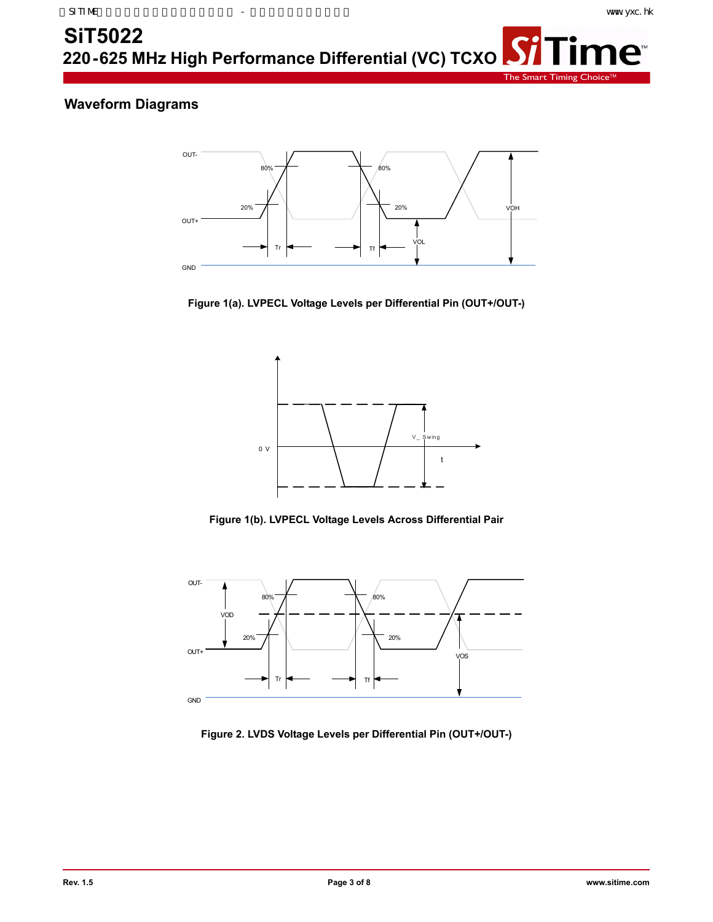## Waveform Diagrams

Figure 1(a). LVPECL Voltage Levels per Differential Pin (OUT+/OUT-)

Figure 1(b). LVPECL Voltage Levels Across Differential Pair

Figure 2. LVDS Voltage Levels per Differential Pin (OUT+/OUT-)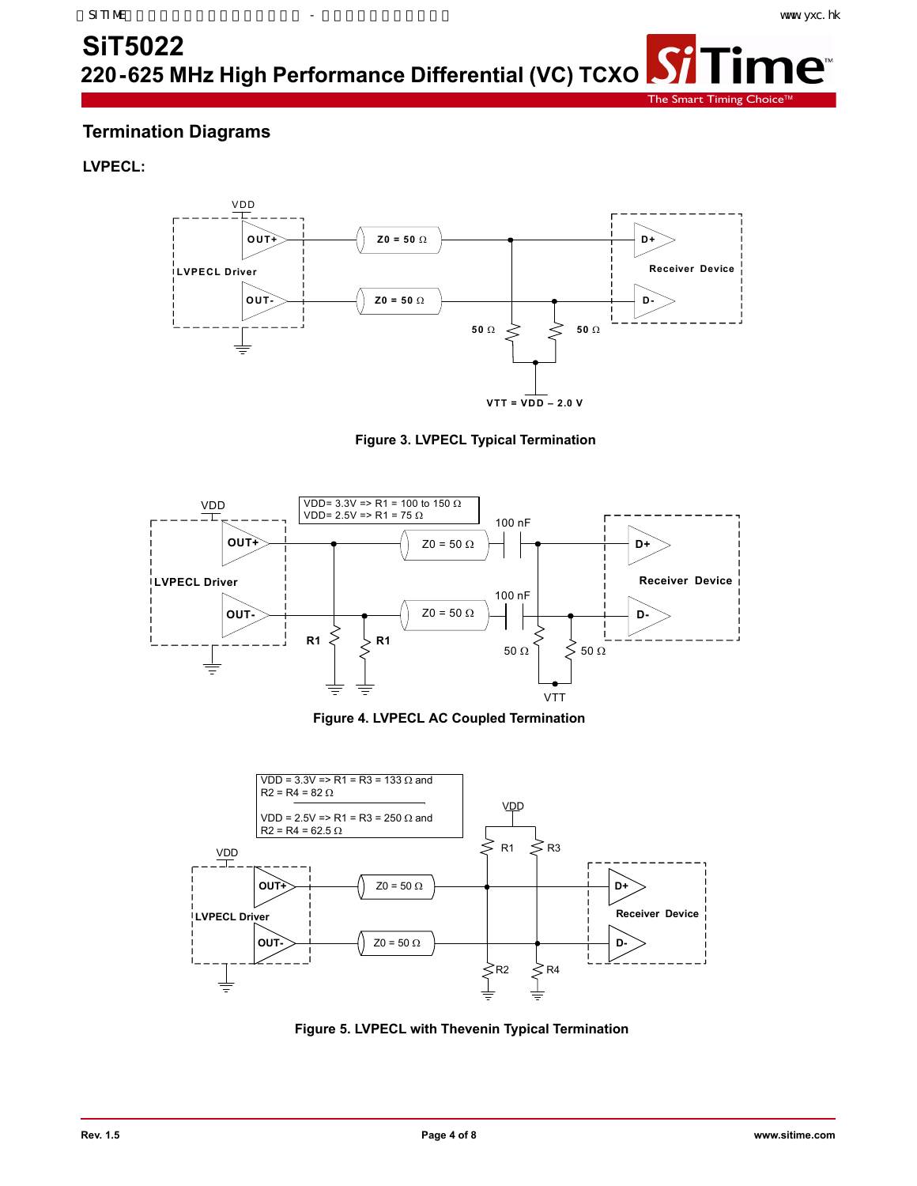## Termination Diagrams

### LVPECL:

Figure 3. LVPECL Typical Termination

VDD= 3.3V => R1 = 100 to 150 Ω
VDD= 2.5V => R1 = 75 Ω

Figure 4. LVPECL AC Coupled Termination

VDD = 3.3V => R1 = R3 = 133 Ω and R2 = R4 = 82 Ω

VDD = 2.5V => R1 = R3 = 250 Ω and R2 = R4 = 62.5 Ω

Figure 5. LVPECL with Thevenin Typical Termination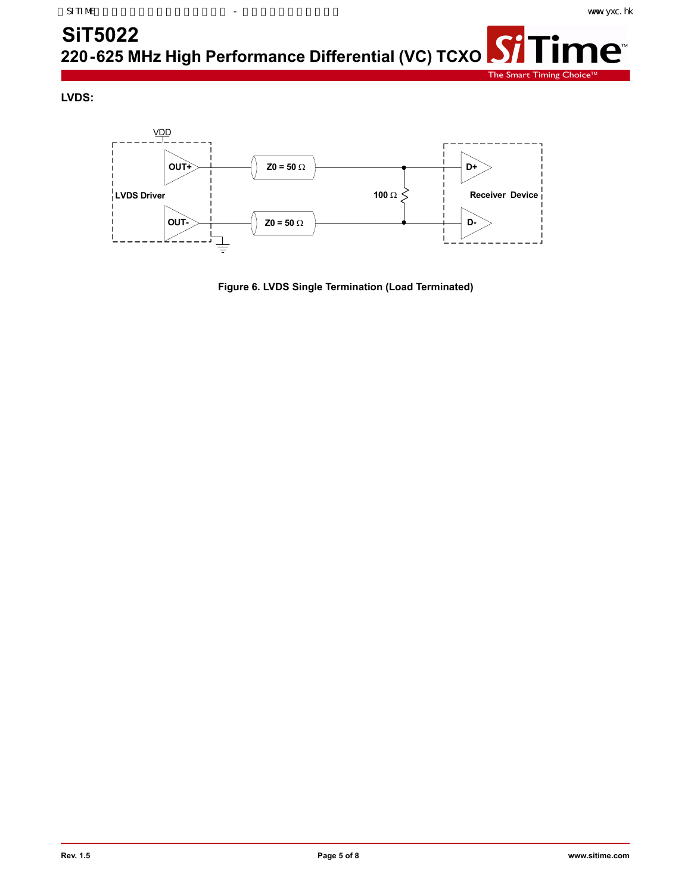**LVDS:**

Figure 6. LVDS Single Termination (Load Terminated)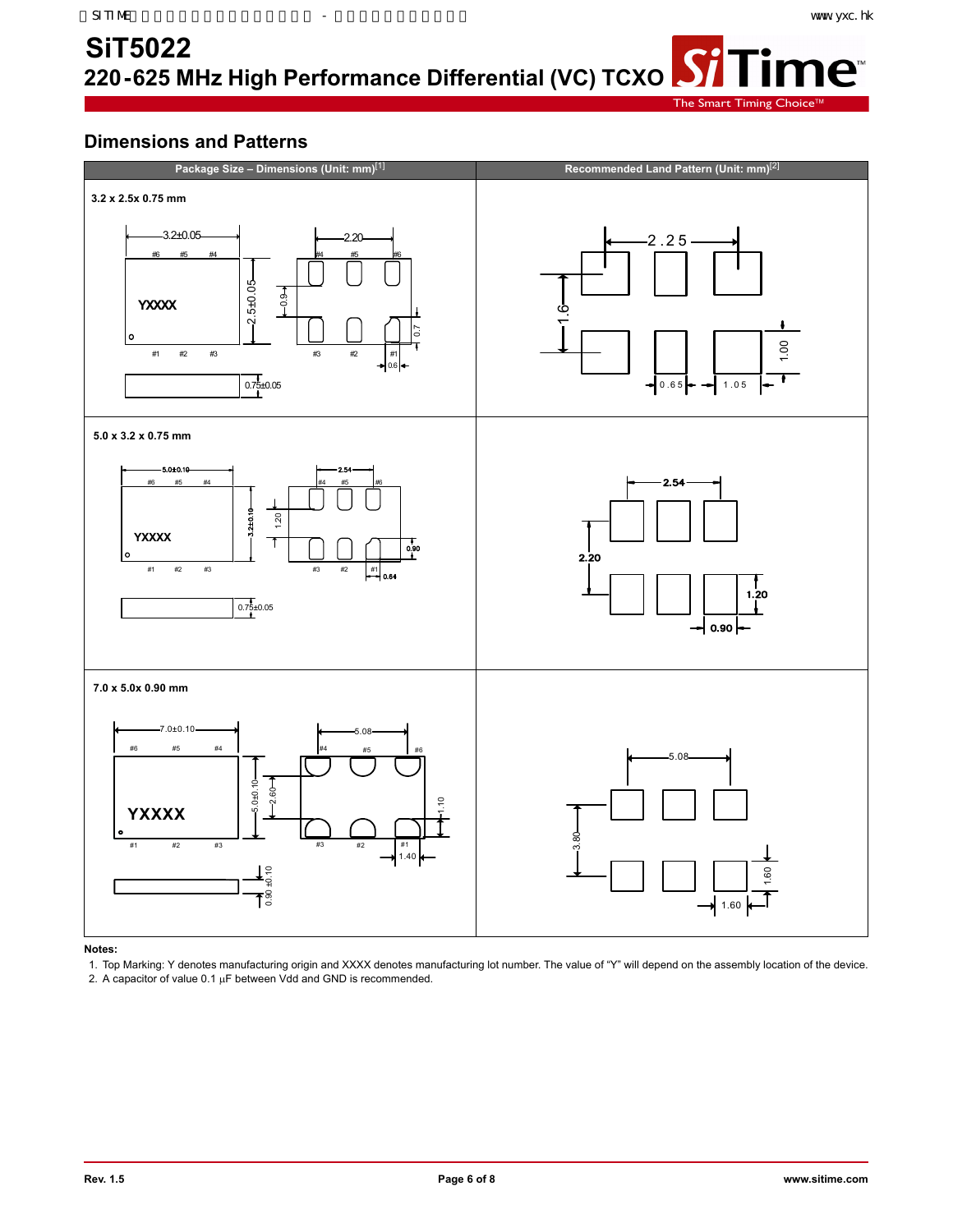## Dimensions and Patterns

| Package Size – Dimensions (Unit: mm)[1] | Recommended Land Pattern (Unit: mm)[2] |
|---|---|
| 3.2 x 2.5x 0.75 mm | |
| 5.0 x 3.2 x 0.75 mm | |
| 7.0 x 5.0x 0.90 mm | |

**Notes:**

1. Top Marking: Y denotes manufacturing origin and XXXX denotes manufacturing lot number. The value of "Y" will depend on the assembly location of the device.
2. A capacitor of value 0.1 µF between Vdd and GND is recommended.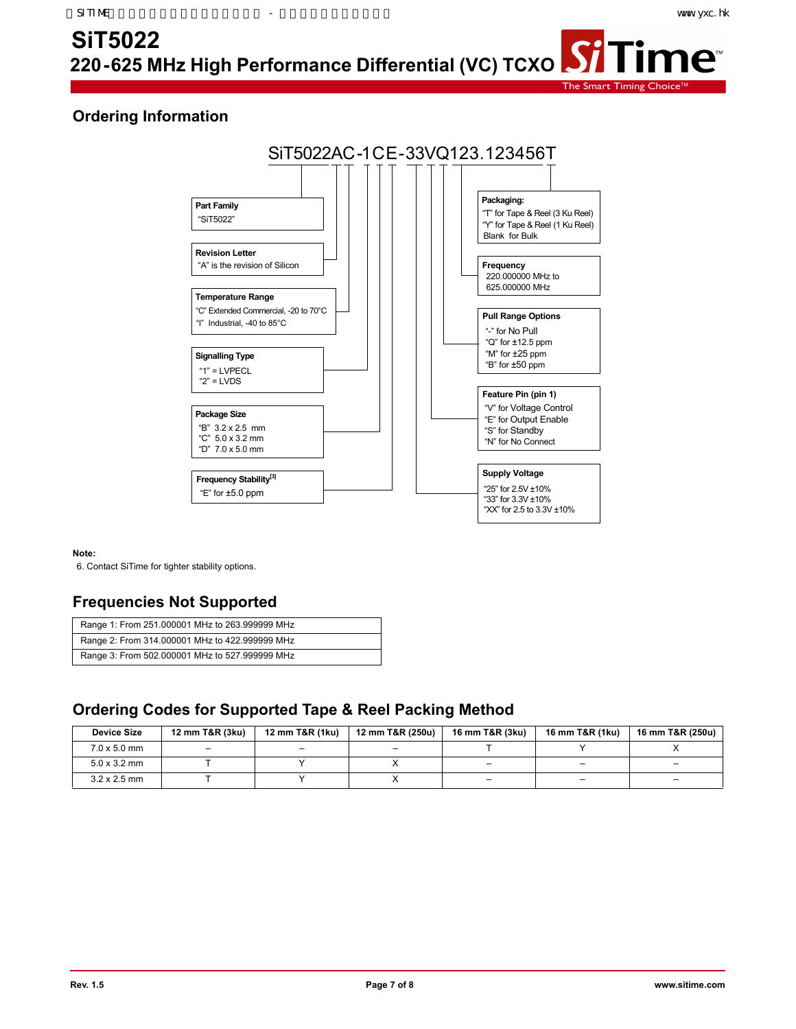# SiT5022

## 220-625 MHz High Performance Differential (VC) TCXO

## Ordering Information

SiT5022AC-1CE-33VQ123.123456T

**Part Family**
"SiT5022"

**Revision Letter**
"A" is the revision of Silicon

**Temperature Range**
"C" Extended Commercial, -20 to 70°C
"I" Industrial, -40 to 85°C

**Signalling Type**
"1" = LVPECL
"2" = LVDS

**Package Size**
"B" 3.2 x 2.5 mm
"C" 5.0 x 3.2 mm
"D" 7.0 x 5.0 mm

**Frequency Stability[3]**
"E" for ±5.0 ppm

**Packaging:**
"T" for Tape & Reel (3 Ku Reel)
"Y" for Tape & Reel (1 Ku Reel)
Blank for Bulk

**Frequency**
220.000000 MHz to
625.000000 MHz

**Pull Range Options**
"-" for No Pull
"Q" for ±12.5 ppm
"M" for ±25 ppm
"B" for ±50 ppm

**Feature Pin (pin 1)**
"V" for Voltage Control
"E" for Output Enable
"S" for Standby
"N" for No Connect

**Supply Voltage**
"25" for 2.5V ±10%
"33" for 3.3V ±10%
"XX" for 2.5 to 3.3V ±10%

**Note:**

6. Contact SiTime for tighter stability options.

## Frequencies Not Supported

| Range 1: From 251.000001 MHz to 263.999999 MHz |
|---|
| Range 2: From 314.000001 MHz to 422.999999 MHz |
| Range 3: From 502.000001 MHz to 527.999999 MHz |

## Ordering Codes for Supported Tape & Reel Packing Method

| Device Size | 12 mm T&R (3ku) | 12 mm T&R (1ku) | 12 mm T&R (250u) | 16 mm T&R (3ku) | 16 mm T&R (1ku) | 16 mm T&R (250u) |
|---|---|---|---|---|---|---|
| 7.0 x 5.0 mm | – | – | – | T | Y | X |
| 5.0 x 3.2 mm | T | Y | X | – | – | – |
| 3.2 x 2.5 mm | T | Y | X | – | – | – |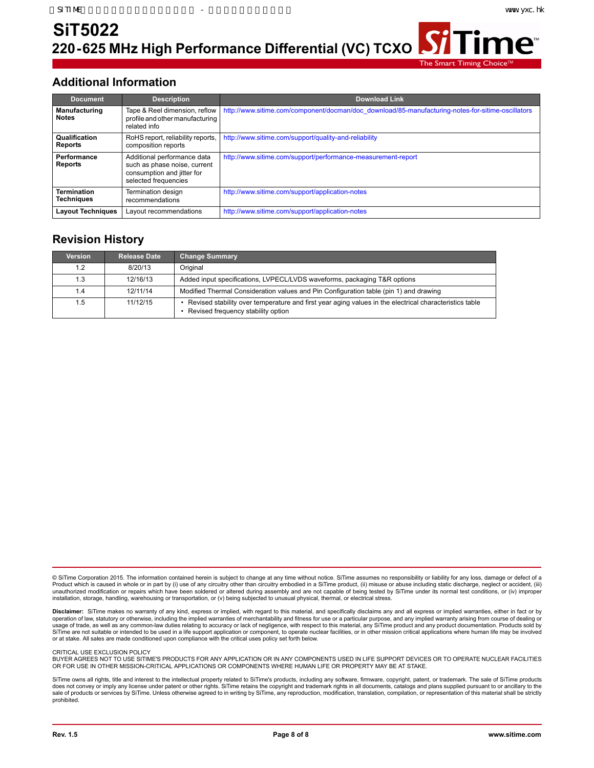## Additional Information

| Document | Description | Download Link |
|---|---|---|
| **Manufacturing Notes** | Tape & Reel dimension, reflow profile and other manufacturing related info | http://www.sitime.com/component/docman/doc_download/85-manufacturing-notes-for-sitime-oscillators |
| **Qualification Reports** | RoHS report, reliability reports, composition reports | http://www.sitime.com/support/quality-and-reliability |
| **Performance Reports** | Additional performance data such as phase noise, current consumption and jitter for selected frequencies | http://www.sitime.com/support/performance-measurement-report |
| **Termination Techniques** | Termination design recommendations | http://www.sitime.com/support/application-notes |
| **Layout Techniques** | Layout recommendations | http://www.sitime.com/support/application-notes |

## Revision History

| Version | Release Date | Change Summary |
|---|---|---|
| 1.2 | 8/20/13 | Original |
| 1.3 | 12/16/13 | Added input specifications, LVPECL/LVDS waveforms, packaging T&R options |
| 1.4 | 12/11/14 | Modified Thermal Consideration values and Pin Configuration table (pin 1) and drawing |
| 1.5 | 11/12/15 | • Revised stability over temperature and first year aging values in the electrical characteristics table<br>• Revised frequency stability option |

© SiTime Corporation 2015. The information contained herein is subject to change at any time without notice. SiTime assumes no responsibility or liability for any loss, damage or defect of a Product which is caused in whole or in part by (i) use of any circuitry other than circuitry embodied in a SiTime product, (ii) misuse or abuse including static discharge, neglect or accident, (iii) unauthorized modification or repairs which have been soldered or altered during assembly and are not capable of being tested by SiTime under its normal test conditions, or (iv) improper installation, storage, handling, warehousing or transportation, or (v) being subjected to unusual physical, thermal, or electrical stress.

**Disclaimer:** SiTime makes no warranty of any kind, express or implied, with regard to this material, and specifically disclaims any and all express or implied warranties, either in fact or by operation of law, statutory or otherwise, including the implied warranties of merchantability and fitness for use or a particular purpose, and any implied warranty arising from course of dealing or usage of trade, as well as any common-law duties relating to accuracy or lack of negligence, with respect to this material, any SiTime product and any product documentation. Products sold by SiTime are not suitable or intended to be used in a life support application or component, to operate nuclear facilities, or in other mission critical applications where human life may be involved or at stake. All sales are made conditioned upon compliance with the critical uses policy set forth below.

CRITICAL USE EXCLUSION POLICY
BUYER AGREES NOT TO USE SITIME'S PRODUCTS FOR ANY APPLICATION OR IN ANY COMPONENTS USED IN LIFE SUPPORT DEVICES OR TO OPERATE NUCLEAR FACILITIES OR FOR USE IN OTHER MISSION-CRITICAL APPLICATIONS OR COMPONENTS WHERE HUMAN LIFE OR PROPERTY MAY BE AT STAKE.

SiTime owns all rights, title and interest to the intellectual property related to SiTime's products, including any software, firmware, copyright, patent, or trademark. The sale of SiTime products does not convey or imply any license under patent or other rights. SiTime retains the copyright and trademark rights in all documents, catalogs and plans supplied pursuant to or ancillary to the sale of products or services by SiTime. Unless otherwise agreed to in writing by SiTime, any reproduction, modification, translation, compilation, or representation of this material shall be strictly prohibited.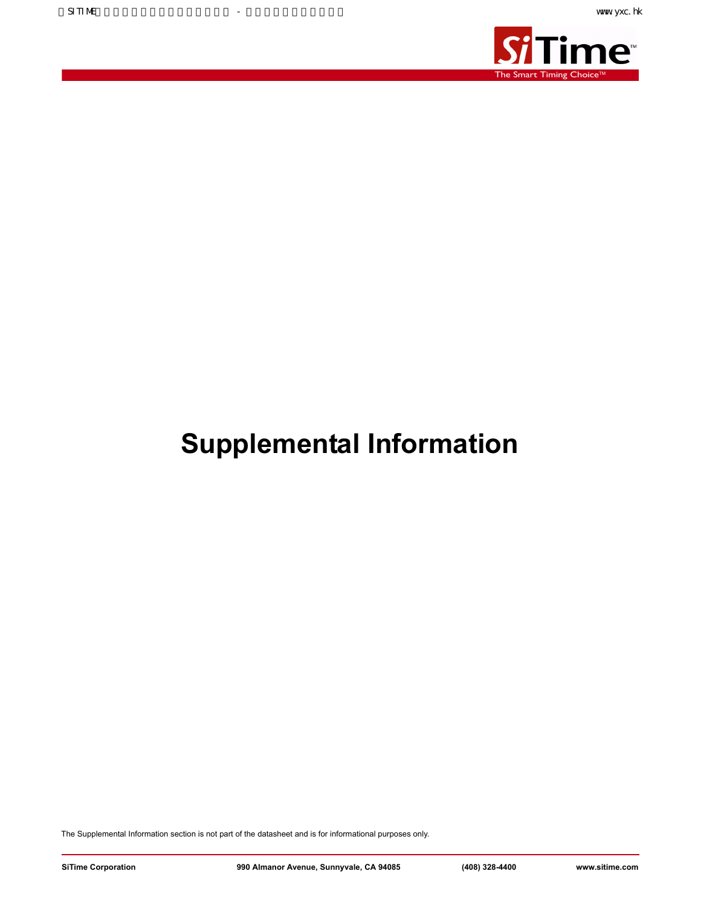# Supplemental Information

The Supplemental Information section is not part of the datasheet and is for informational purposes only.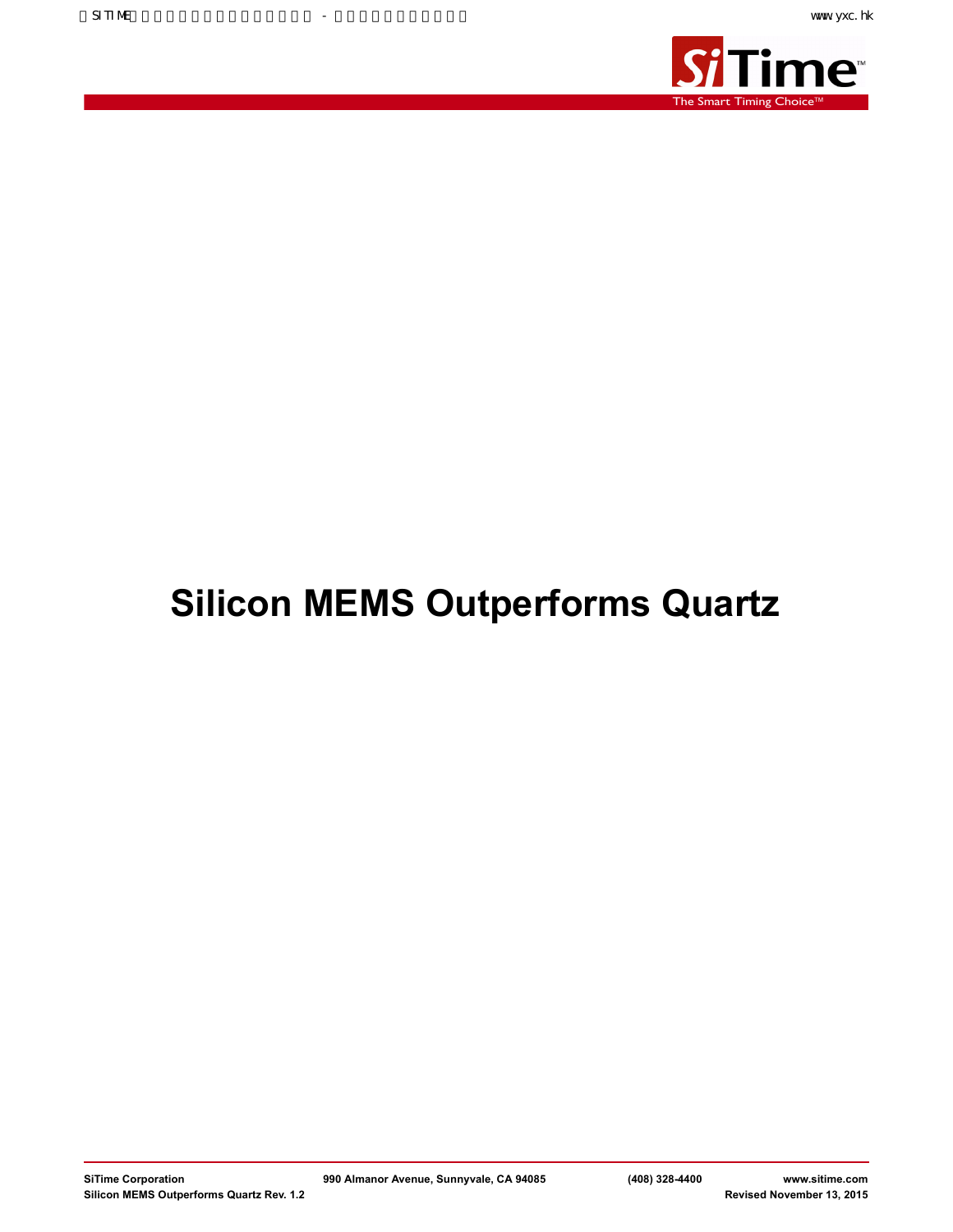# Silicon MEMS Outperforms Quartz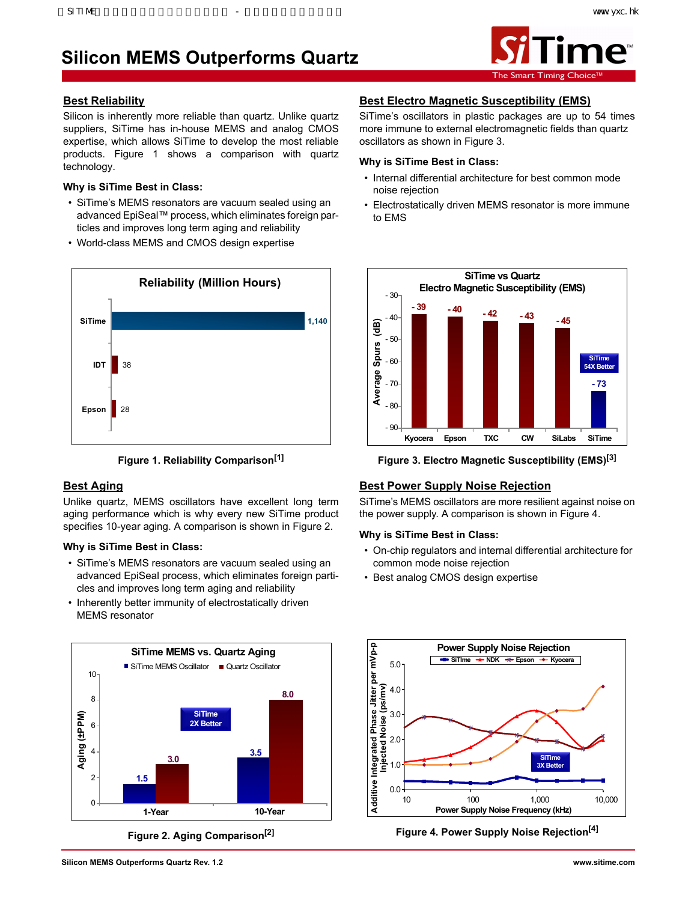# Silicon MEMS Outperforms Quartz

## Best Reliability

Silicon is inherently more reliable than quartz. Unlike quartz suppliers, SiTime has in-house MEMS and analog CMOS expertise, which allows SiTime to develop the most reliable products. Figure 1 shows a comparison with quartz technology.

### Why is SiTime Best in Class:

- SiTime's MEMS resonators are vacuum sealed using an advanced EpiSeal™ process, which eliminates foreign particles and improves long term aging and reliability
- World-class MEMS and CMOS design expertise

**Reliability (Million Hours)**

| Vendor | Reliability (Million Hours) |
|---|---|
| SiTime | 1,140 |
| IDT | 38 |
| Epson | 28 |

Figure 1. Reliability Comparison[1]

## Best Electro Magnetic Susceptibility (EMS)

SiTime's oscillators in plastic packages are up to 54 times more immune to external electromagnetic fields than quartz oscillators as shown in Figure 3.

### Why is SiTime Best in Class:

- Internal differential architecture for best common mode noise rejection
- Electrostatically driven MEMS resonator is more immune to EMS

**SiTime vs Quartz Electro Magnetic Susceptibility (EMS)**

| Vendor | Average Spurs (dB) |
|---|---|
| Kyocera | -39 |
| Epson | -40 |
| TXC | -42 |
| CW | -43 |
| SiLabs | -45 |
| SiTime | -73 |

SiTime 54X Better

Figure 3. Electro Magnetic Susceptibility (EMS)[3]

## Best Aging

Unlike quartz, MEMS oscillators have excellent long term aging performance which is why every new SiTime product specifies 10-year aging. A comparison is shown in Figure 2.

### Why is SiTime Best in Class:

- SiTime's MEMS resonators are vacuum sealed using an advanced EpiSeal process, which eliminates foreign particles and improves long term aging and reliability
- Inherently better immunity of electrostatically driven MEMS resonator

**SiTime MEMS vs. Quartz Aging**

| Aging (±PPM) | SiTime MEMS Oscillator | Quartz Oscillator |
|---|---|---|
| 1-Year | 1.5 | 3.0 |
| 10-Year | 3.5 | 8.0 |

SiTime 2X Better

Figure 2. Aging Comparison[2]

## Best Power Supply Noise Rejection

SiTime's MEMS oscillators are more resilient against noise on the power supply. A comparison is shown in Figure 4.

### Why is SiTime Best in Class:

- On-chip regulators and internal differential architecture for common mode noise rejection
- Best analog CMOS design expertise

**Power Supply Noise Rejection**

Legend: SiTime, NDK, Epson, Kyocera. Y-axis: Additive Integrated Phase Jitter per mVp-p Injected Noise (ps/mv), 0.0–5.0. X-axis: Power Supply Noise Frequency (kHz), 10–10,000. SiTime 3X Better.

Figure 4. Power Supply Noise Rejection[4]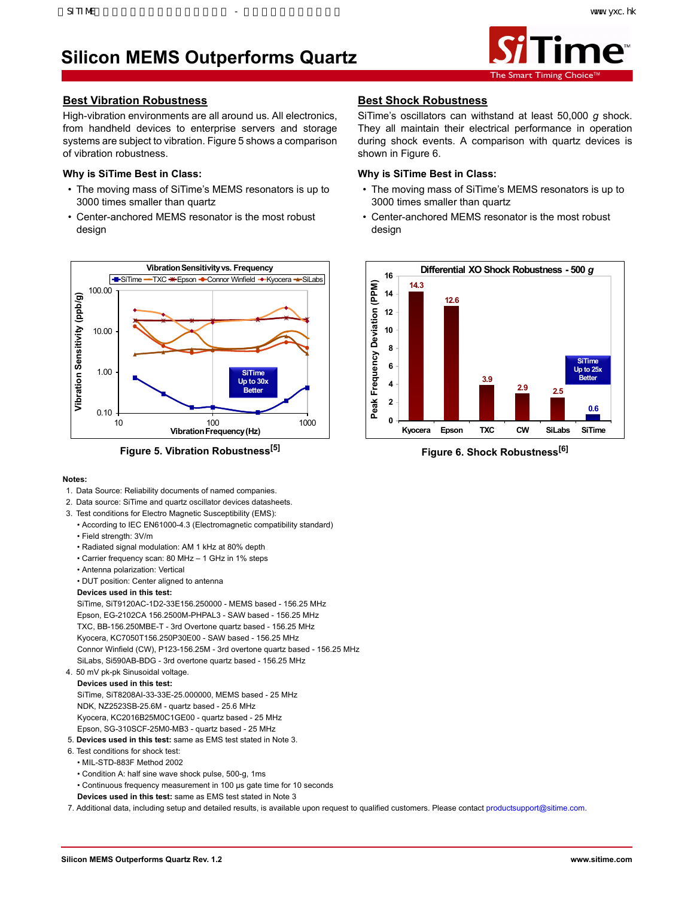# Silicon MEMS Outperforms Quartz

## Best Vibration Robustness

High-vibration environments are all around us. All electronics, from handheld devices to enterprise servers and storage systems are subject to vibration. Figure 5 shows a comparison of vibration robustness.

### Why is SiTime Best in Class:

- The moving mass of SiTime's MEMS resonators is up to 3000 times smaller than quartz
- Center-anchored MEMS resonator is the most robust design

Figure 5. Vibration Robustness[5]

## Best Shock Robustness

SiTime's oscillators can withstand at least 50,000 *g* shock. They all maintain their electrical performance in operation during shock events. A comparison with quartz devices is shown in Figure 6.

### Why is SiTime Best in Class:

- The moving mass of SiTime's MEMS resonators is up to 3000 times smaller than quartz
- Center-anchored MEMS resonator is the most robust design

Figure 6. Shock Robustness[6]

**Notes:**

1. Data Source: Reliability documents of named companies.
2. Data source: SiTime and quartz oscillator devices datasheets.
3. Test conditions for Electro Magnetic Susceptibility (EMS):
   - According to IEC EN61000-4.3 (Electromagnetic compatibility standard)
   - Field strength: 3V/m
   - Radiated signal modulation: AM 1 kHz at 80% depth
   - Carrier frequency scan: 80 MHz – 1 GHz in 1% steps
   - Antenna polarization: Vertical
   - DUT position: Center aligned to antenna

   **Devices used in this test:**
   SiTime, SiT9120AC-1D2-33E156.250000 - MEMS based - 156.25 MHz
   Epson, EG-2102CA 156.2500M-PHPAL3 - SAW based - 156.25 MHz
   TXC, BB-156.250MBE-T - 3rd Overtone quartz based - 156.25 MHz
   Kyocera, KC7050T156.250P30E00 - SAW based - 156.25 MHz
   Connor Winfield (CW), P123-156.25M - 3rd overtone quartz based - 156.25 MHz
   SiLabs, Si590AB-BDG - 3rd overtone quartz based - 156.25 MHz
4. 50 mV pk-pk Sinusoidal voltage.

   **Devices used in this test:**
   SiTime, SiT8208AI-33-33E-25.000000, MEMS based - 25 MHz
   NDK, NZ2523SB-25.6M - quartz based - 25.6 MHz
   Kyocera, KC2016B25M0C1GE00 - quartz based - 25 MHz
   Epson, SG-310SCF-25M0-MB3 - quartz based - 25 MHz
5. **Devices used in this test:** same as EMS test stated in Note 3.
6. Test conditions for shock test:
   - MIL-STD-883F Method 2002
   - Condition A: half sine wave shock pulse, 500-g, 1ms
   - Continuous frequency measurement in 100 μs gate time for 10 seconds

   **Devices used in this test:** same as EMS test stated in Note 3
7. Additional data, including setup and detailed results, is available upon request to qualified customers. Please contact productsupport@sitime.com.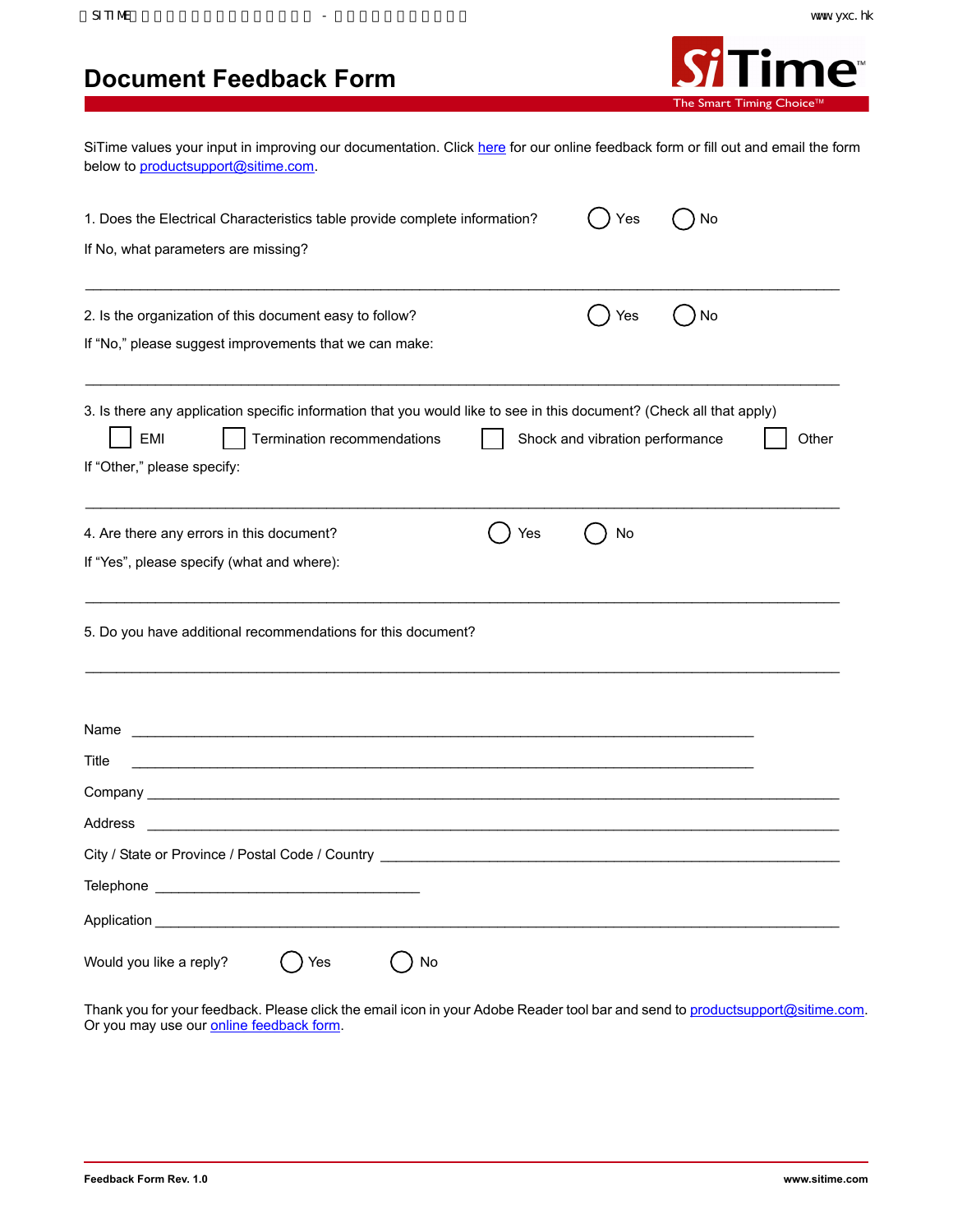# Document Feedback Form

SiTime values your input in improving our documentation. Click here for our online feedback form or fill out and email the form below to productsupport@sitime.com.

1. Does the Electrical Characteristics table provide complete information? ◯ Yes ◯ No

If No, what parameters are missing?

\_\_\_\_\_\_\_\_\_\_\_\_\_\_\_\_\_\_\_\_\_\_\_\_\_\_\_\_\_\_\_\_\_\_\_\_\_\_\_\_\_\_\_\_\_\_\_\_\_\_\_\_\_\_\_\_\_\_\_\_\_\_\_\_\_\_\_\_\_\_\_\_\_\_\_\_\_\_

2. Is the organization of this document easy to follow? ◯ Yes ◯ No

If "No," please suggest improvements that we can make:

\_\_\_\_\_\_\_\_\_\_\_\_\_\_\_\_\_\_\_\_\_\_\_\_\_\_\_\_\_\_\_\_\_\_\_\_\_\_\_\_\_\_\_\_\_\_\_\_\_\_\_\_\_\_\_\_\_\_\_\_\_\_\_\_\_\_\_\_\_\_\_\_\_\_\_\_\_\_

3. Is there any application specific information that you would like to see in this document? (Check all that apply)

☐ EMI ☐ Termination recommendations ☐ Shock and vibration performance ☐ Other

If "Other," please specify:

\_\_\_\_\_\_\_\_\_\_\_\_\_\_\_\_\_\_\_\_\_\_\_\_\_\_\_\_\_\_\_\_\_\_\_\_\_\_\_\_\_\_\_\_\_\_\_\_\_\_\_\_\_\_\_\_\_\_\_\_\_\_\_\_\_\_\_\_\_\_\_\_\_\_\_\_\_\_

4. Are there any errors in this document? ◯ Yes ◯ No

If "Yes", please specify (what and where):

\_\_\_\_\_\_\_\_\_\_\_\_\_\_\_\_\_\_\_\_\_\_\_\_\_\_\_\_\_\_\_\_\_\_\_\_\_\_\_\_\_\_\_\_\_\_\_\_\_\_\_\_\_\_\_\_\_\_\_\_\_\_\_\_\_\_\_\_\_\_\_\_\_\_\_\_\_\_

5. Do you have additional recommendations for this document?

\_\_\_\_\_\_\_\_\_\_\_\_\_\_\_\_\_\_\_\_\_\_\_\_\_\_\_\_\_\_\_\_\_\_\_\_\_\_\_\_\_\_\_\_\_\_\_\_\_\_\_\_\_\_\_\_\_\_\_\_\_\_\_\_\_\_\_\_\_\_\_\_\_\_\_\_\_\_

Name \_\_\_\_\_\_\_\_\_\_\_\_\_\_\_\_\_\_\_\_\_\_\_\_\_\_\_\_\_\_\_\_\_\_\_\_\_\_\_\_\_\_\_\_\_\_\_\_\_\_\_\_\_\_\_\_\_\_\_\_\_\_\_\_\_\_\_\_

Title \_\_\_\_\_\_\_\_\_\_\_\_\_\_\_\_\_\_\_\_\_\_\_\_\_\_\_\_\_\_\_\_\_\_\_\_\_\_\_\_\_\_\_\_\_\_\_\_\_\_\_\_\_\_\_\_\_\_\_\_\_\_\_\_\_\_\_\_

Company \_\_\_\_\_\_\_\_\_\_\_\_\_\_\_\_\_\_\_\_\_\_\_\_\_\_\_\_\_\_\_\_\_\_\_\_\_\_\_\_\_\_\_\_\_\_\_\_\_\_\_\_\_\_\_\_\_\_\_\_\_\_\_\_\_\_\_\_

Address \_\_\_\_\_\_\_\_\_\_\_\_\_\_\_\_\_\_\_\_\_\_\_\_\_\_\_\_\_\_\_\_\_\_\_\_\_\_\_\_\_\_\_\_\_\_\_\_\_\_\_\_\_\_\_\_\_\_\_\_\_\_\_\_\_\_\_\_

City / State or Province / Postal Code / Country \_\_\_\_\_\_\_\_\_\_\_\_\_\_\_\_\_\_\_\_\_\_\_\_\_\_\_\_\_\_\_\_\_\_\_\_\_\_\_\_

Telephone \_\_\_\_\_\_\_\_\_\_\_\_\_\_\_\_\_\_\_\_\_\_\_\_\_\_\_\_\_\_\_\_

Application \_\_\_\_\_\_\_\_\_\_\_\_\_\_\_\_\_\_\_\_\_\_\_\_\_\_\_\_\_\_\_\_\_\_\_\_\_\_\_\_\_\_\_\_\_\_\_\_\_\_\_\_\_\_\_\_\_\_\_\_\_\_\_\_\_\_\_\_

Would you like a reply? ◯ Yes ◯ No

Thank you for your feedback. Please click the email icon in your Adobe Reader tool bar and send to productsupport@sitime.com. Or you may use our online feedback form.